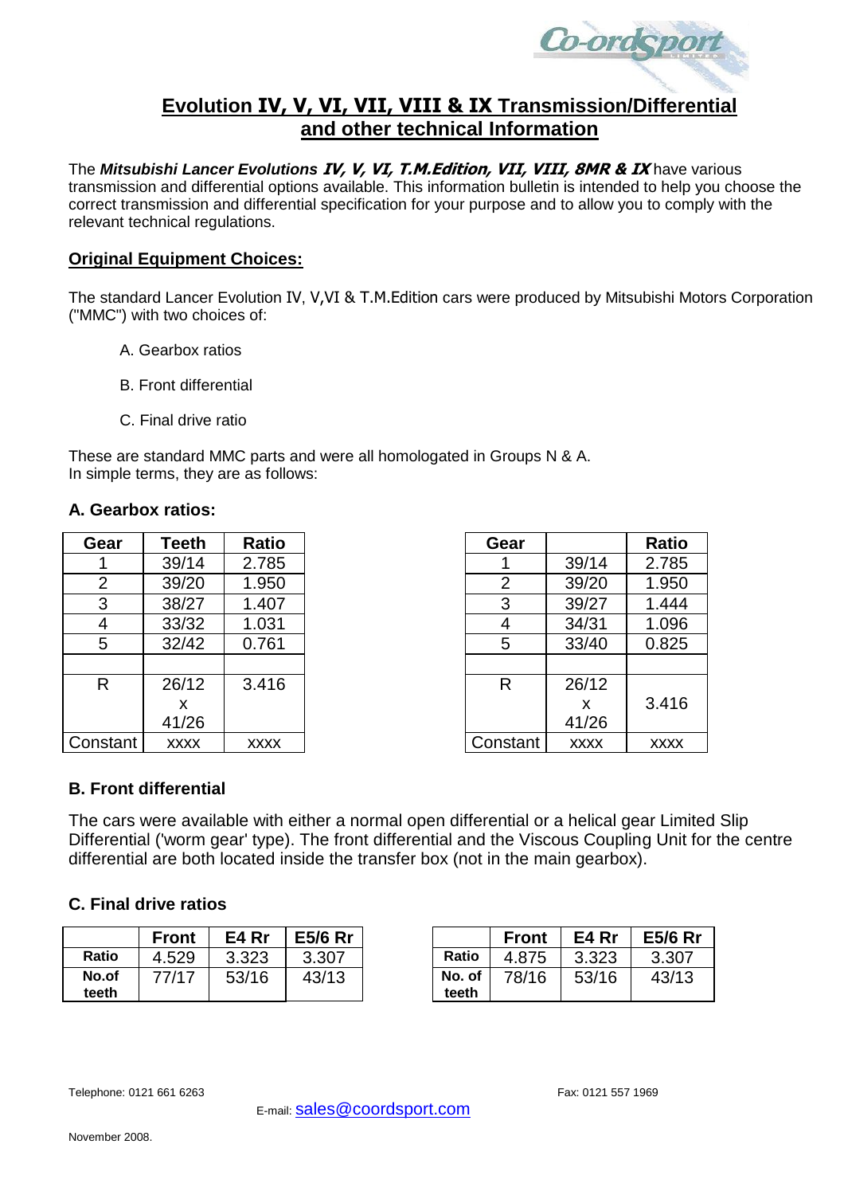# Evolution IV, V, VI, VII, VIII & IX Transmission/Differential and other technical Information

The ***Mitsubishi Lancer Evolutions IV, V, VI, T.M.Edition, VII, VIII, 8MR & IX*** have various transmission and differential options available. This information bulletin is intended to help you choose the correct transmission and differential specification for your purpose and to allow you to comply with the relevant technical regulations.

## Original Equipment Choices:

The standard Lancer Evolution IV, V,VI & T.M.Edition cars were produced by Mitsubishi Motors Corporation ("MMC") with two choices of:

A. Gearbox ratios

B. Front differential

C. Final drive ratio

These are standard MMC parts and were all homologated in Groups N & A.
In simple terms, they are as follows:

### A. Gearbox ratios:

| Gear | Teeth | Ratio |
|---|---|---|
| 1 | 39/14 | 2.785 |
| 2 | 39/20 | 1.950 |
| 3 | 38/27 | 1.407 |
| 4 | 33/32 | 1.031 |
| 5 | 32/42 | 0.761 |
| | | |
| R | 26/12 x 41/26 | 3.416 |
| Constant | xxxx | xxxx |

| Gear | | Ratio |
|---|---|---|
| 1 | 39/14 | 2.785 |
| 2 | 39/20 | 1.950 |
| 3 | 39/27 | 1.444 |
| 4 | 34/31 | 1.096 |
| 5 | 33/40 | 0.825 |
| | | |
| R | 26/12 x 41/26 | 3.416 |
| Constant | xxxx | xxxx |

### B. Front differential

The cars were available with either a normal open differential or a helical gear Limited Slip Differential ('worm gear' type). The front differential and the Viscous Coupling Unit for the centre differential are both located inside the transfer box (not in the main gearbox).

### C. Final drive ratios

| | Front | E4 Rr | E5/6 Rr |
|---|---|---|---|
| **Ratio** | 4.529 | 3.323 | 3.307 |
| **No.of teeth** | 77/17 | 53/16 | 43/13 |

| | Front | E4 Rr | E5/6 Rr |
|---|---|---|---|
| **Ratio** | 4.875 | 3.323 | 3.307 |
| **No. of teeth** | 78/16 | 53/16 | 43/13 |

Telephone: 0121 661 6263

Fax: 0121 557 1969

E-mail: sales@coordsport.com

November 2008.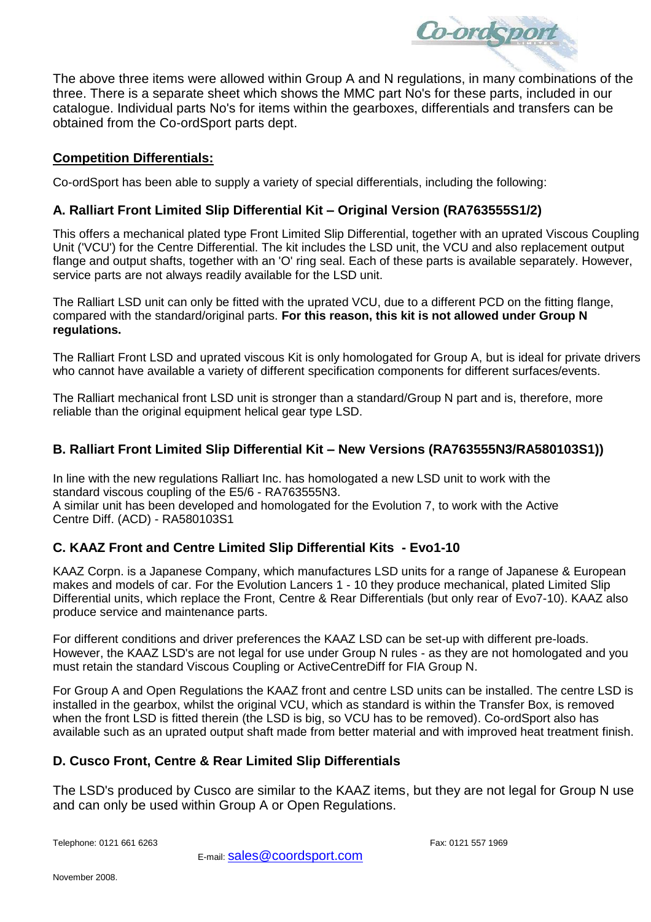The above three items were allowed within Group A and N regulations, in many combinations of the three. There is a separate sheet which shows the MMC part No's for these parts, included in our catalogue. Individual parts No's for items within the gearboxes, differentials and transfers can be obtained from the Co-ordSport parts dept.

## Competition Differentials:

Co-ordSport has been able to supply a variety of special differentials, including the following:

### A. Ralliart Front Limited Slip Differential Kit – Original Version (RA763555S1/2)

This offers a mechanical plated type Front Limited Slip Differential, together with an uprated Viscous Coupling Unit ('VCU') for the Centre Differential. The kit includes the LSD unit, the VCU and also replacement output flange and output shafts, together with an 'O' ring seal. Each of these parts is available separately. However, service parts are not always readily available for the LSD unit.

The Ralliart LSD unit can only be fitted with the uprated VCU, due to a different PCD on the fitting flange, compared with the standard/original parts. **For this reason, this kit is not allowed under Group N regulations.**

The Ralliart Front LSD and uprated viscous Kit is only homologated for Group A, but is ideal for private drivers who cannot have available a variety of different specification components for different surfaces/events.

The Ralliart mechanical front LSD unit is stronger than a standard/Group N part and is, therefore, more reliable than the original equipment helical gear type LSD.

### B. Ralliart Front Limited Slip Differential Kit – New Versions (RA763555N3/RA580103S1))

In line with the new regulations Ralliart Inc. has homologated a new LSD unit to work with the standard viscous coupling of the E5/6 - RA763555N3.
A similar unit has been developed and homologated for the Evolution 7, to work with the Active Centre Diff. (ACD) - RA580103S1

### C. KAAZ Front and Centre Limited Slip Differential Kits - Evo1-10

KAAZ Corpn. is a Japanese Company, which manufactures LSD units for a range of Japanese & European makes and models of car. For the Evolution Lancers 1 - 10 they produce mechanical, plated Limited Slip Differential units, which replace the Front, Centre & Rear Differentials (but only rear of Evo7-10). KAAZ also produce service and maintenance parts.

For different conditions and driver preferences the KAAZ LSD can be set-up with different pre-loads. However, the KAAZ LSD's are not legal for use under Group N rules - as they are not homologated and you must retain the standard Viscous Coupling or ActiveCentreDiff for FIA Group N.

For Group A and Open Regulations the KAAZ front and centre LSD units can be installed. The centre LSD is installed in the gearbox, whilst the original VCU, which as standard is within the Transfer Box, is removed when the front LSD is fitted therein (the LSD is big, so VCU has to be removed). Co-ordSport also has available such as an uprated output shaft made from better material and with improved heat treatment finish.

### D. Cusco Front, Centre & Rear Limited Slip Differentials

The LSD's produced by Cusco are similar to the KAAZ items, but they are not legal for Group N use and can only be used within Group A or Open Regulations.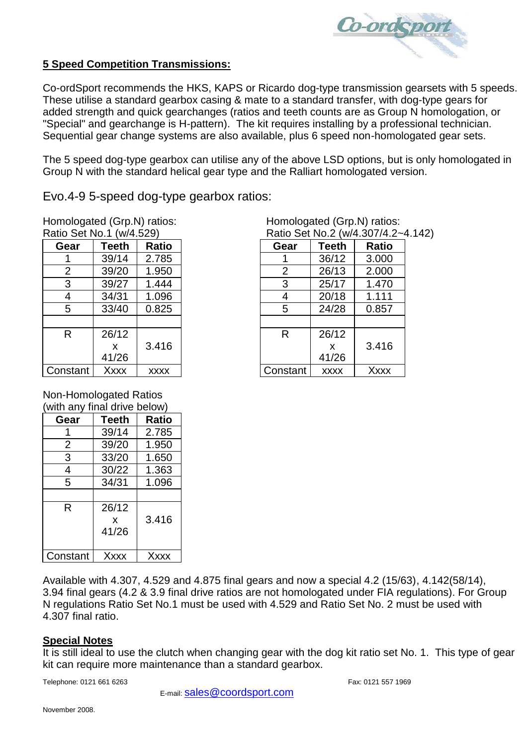## 5 Speed Competition Transmissions:

Co-ordSport recommends the HKS, KAPS or Ricardo dog-type transmission gearsets with 5 speeds. These utilise a standard gearbox casing & mate to a standard transfer, with dog-type gears for added strength and quick gearchanges (ratios and teeth counts are as Group N homologation, or "Special" and gearchange is H-pattern). The kit requires installing by a professional technician. Sequential gear change systems are also available, plus 6 speed non-homologated gear sets.

The 5 speed dog-type gearbox can utilise any of the above LSD options, but is only homologated in Group N with the standard helical gear type and the Ralliart homologated version.

### Evo.4-9 5-speed dog-type gearbox ratios:

Homologated (Grp.N) ratios:
Ratio Set No.1 (w/4.529)

| Gear | Teeth | Ratio |
|---|---|---|
| 1 | 39/14 | 2.785 |
| 2 | 39/20 | 1.950 |
| 3 | 39/27 | 1.444 |
| 4 | 34/31 | 1.096 |
| 5 | 33/40 | 0.825 |
| | | |
| R | 26/12 x 41/26 | 3.416 |
| Constant | Xxxx | xxxx |

Homologated (Grp.N) ratios:
Ratio Set No.2 (w/4.307/4.2~4.142)

| Gear | Teeth | Ratio |
|---|---|---|
| 1 | 36/12 | 3.000 |
| 2 | 26/13 | 2.000 |
| 3 | 25/17 | 1.470 |
| 4 | 20/18 | 1.111 |
| 5 | 24/28 | 0.857 |
| | | |
| R | 26/12 x 41/26 | 3.416 |
| Constant | xxxx | Xxxx |

Non-Homologated Ratios
(with any final drive below)

| Gear | Teeth | Ratio |
|---|---|---|
| 1 | 39/14 | 2.785 |
| 2 | 39/20 | 1.950 |
| 3 | 33/20 | 1.650 |
| 4 | 30/22 | 1.363 |
| 5 | 34/31 | 1.096 |
| | | |
| R | 26/12 x 41/26 | 3.416 |
| Constant | Xxxx | Xxxx |

Available with 4.307, 4.529 and 4.875 final gears and now a special 4.2 (15/63), 4.142(58/14), 3.94 final gears (4.2 & 3.9 final drive ratios are not homologated under FIA regulations). For Group N regulations Ratio Set No.1 must be used with 4.529 and Ratio Set No. 2 must be used with 4.307 final ratio.

**Special Notes**

It is still ideal to use the clutch when changing gear with the dog kit ratio set No. 1. This type of gear kit can require more maintenance than a standard gearbox.

Telephone: 0121 661 6263 Fax: 0121 557 1969

E-mail: sales@coordsport.com

November 2008.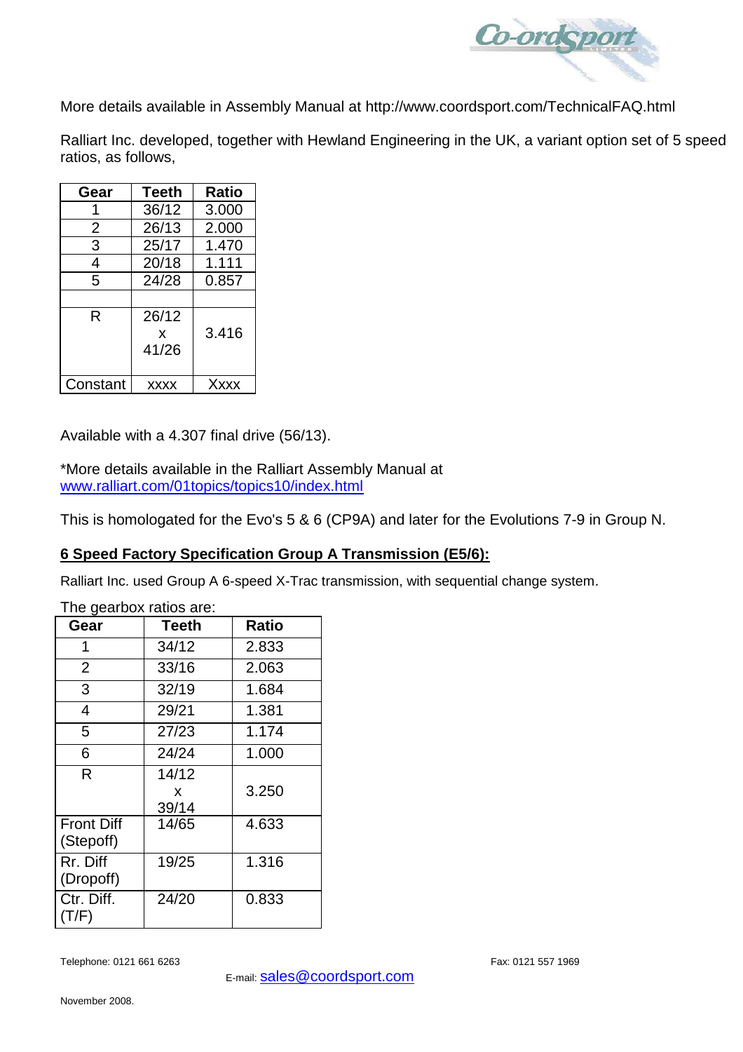More details available in Assembly Manual at http://www.coordsport.com/TechnicalFAQ.html

Ralliart Inc. developed, together with Hewland Engineering in the UK, a variant option set of 5 speed ratios, as follows,

| Gear | Teeth | Ratio |
|---|---|---|
| 1 | 36/12 | 3.000 |
| 2 | 26/13 | 2.000 |
| 3 | 25/17 | 1.470 |
| 4 | 20/18 | 1.111 |
| 5 | 24/28 | 0.857 |
| | | |
| R | 26/12 x 41/26 | 3.416 |
| Constant | xxxx | Xxxx |

Available with a 4.307 final drive (56/13).

*More details available in the Ralliart Assembly Manual at
www.ralliart.com/01topics/topics10/index.html

This is homologated for the Evo's 5 & 6 (CP9A) and later for the Evolutions 7-9 in Group N.

**6 Speed Factory Specification Group A Transmission (E5/6):**

Ralliart Inc. used Group A 6-speed X-Trac transmission, with sequential change system.

The gearbox ratios are:

| Gear | Teeth | Ratio |
|---|---|---|
| 1 | 34/12 | 2.833 |
| 2 | 33/16 | 2.063 |
| 3 | 32/19 | 1.684 |
| 4 | 29/21 | 1.381 |
| 5 | 27/23 | 1.174 |
| 6 | 24/24 | 1.000 |
| R | 14/12 x 39/14 | 3.250 |
| Front Diff (Stepoff) | 14/65 | 4.633 |
| Rr. Diff (Dropoff) | 19/25 | 1.316 |
| Ctr. Diff. (T/F) | 24/20 | 0.833 |

Telephone: 0121 661 6263 Fax: 0121 557 1969

E-mail: sales@coordsport.com

November 2008.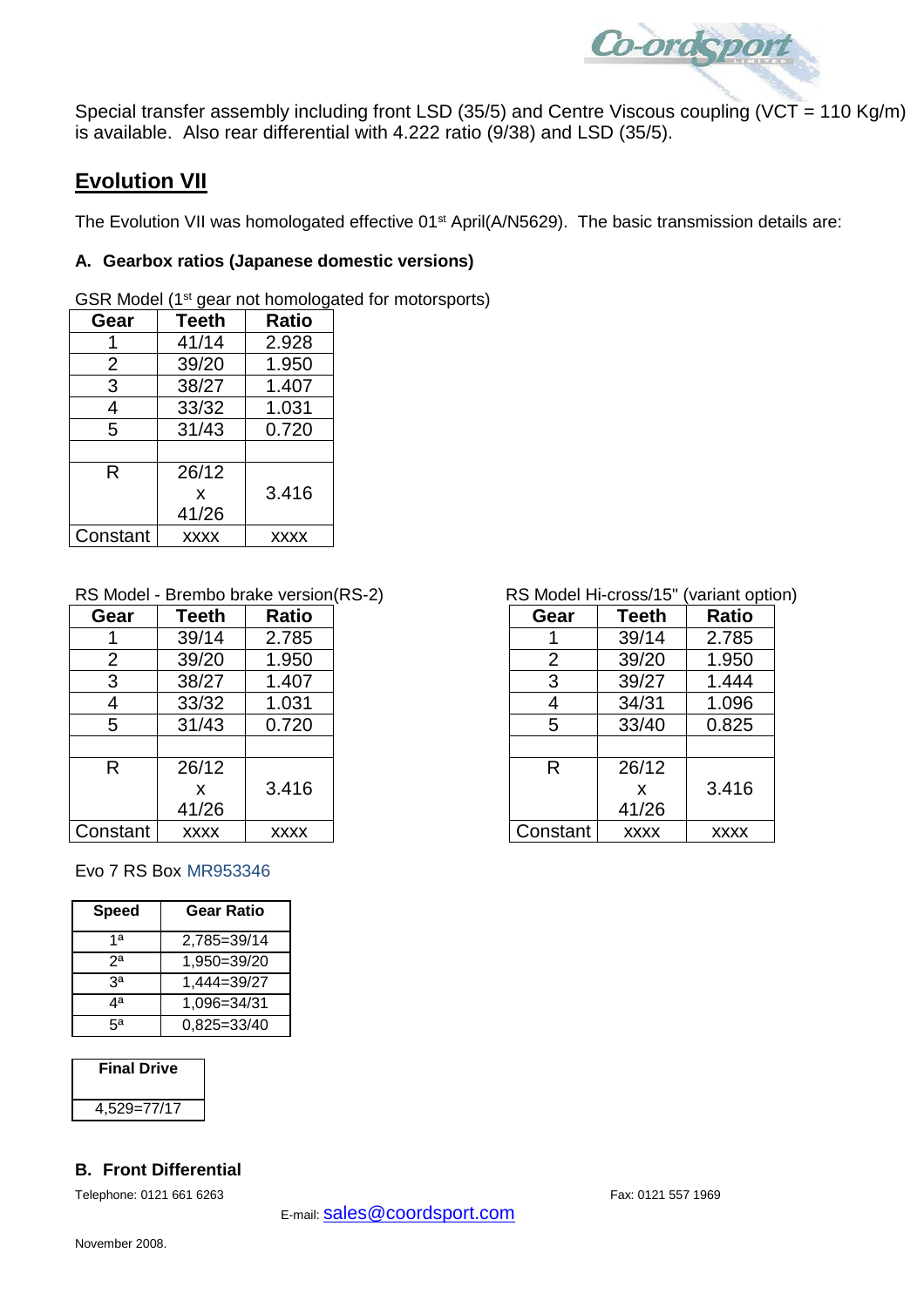Special transfer assembly including front LSD (35/5) and Centre Viscous coupling (VCT = 110 Kg/m) is available. Also rear differential with 4.222 ratio (9/38) and LSD (35/5).

## Evolution VII

The Evolution VII was homologated effective 01st April(A/N5629). The basic transmission details are:

### A. Gearbox ratios (Japanese domestic versions)

GSR Model (1st gear not homologated for motorsports)

| Gear | Teeth | Ratio |
|---|---|---|
| 1 | 41/14 | 2.928 |
| 2 | 39/20 | 1.950 |
| 3 | 38/27 | 1.407 |
| 4 | 33/32 | 1.031 |
| 5 | 31/43 | 0.720 |
| | | |
| R | 26/12 x 41/26 | 3.416 |
| Constant | xxxx | xxxx |

RS Model - Brembo brake version(RS-2)

| Gear | Teeth | Ratio |
|---|---|---|
| 1 | 39/14 | 2.785 |
| 2 | 39/20 | 1.950 |
| 3 | 38/27 | 1.407 |
| 4 | 33/32 | 1.031 |
| 5 | 31/43 | 0.720 |
| | | |
| R | 26/12 x 41/26 | 3.416 |
| Constant | xxxx | xxxx |

RS Model Hi-cross/15" (variant option)

| Gear | Teeth | Ratio |
|---|---|---|
| 1 | 39/14 | 2.785 |
| 2 | 39/20 | 1.950 |
| 3 | 39/27 | 1.444 |
| 4 | 34/31 | 1.096 |
| 5 | 33/40 | 0.825 |
| | | |
| R | 26/12 x 41/26 | 3.416 |
| Constant | xxxx | xxxx |

Evo 7 RS Box MR953346

| Speed | Gear Ratio |
|---|---|
| 1ª | 2,785=39/14 |
| 2ª | 1,950=39/20 |
| 3ª | 1,444=39/27 |
| 4ª | 1,096=34/31 |
| 5ª | 0,825=33/40 |

| Final Drive |
|---|
| 4,529=77/17 |

### B. Front Differential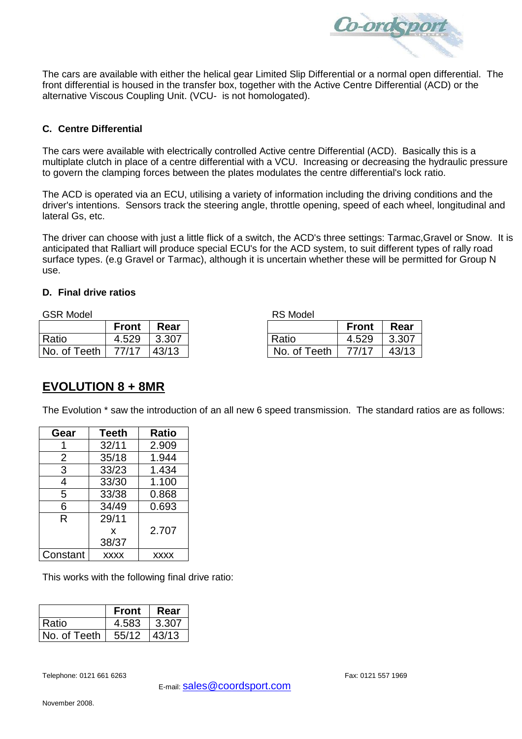The cars are available with either the helical gear Limited Slip Differential or a normal open differential. The front differential is housed in the transfer box, together with the Active Centre Differential (ACD) or the alternative Viscous Coupling Unit. (VCU- is not homologated).

### C. Centre Differential

The cars were available with electrically controlled Active centre Differential (ACD). Basically this is a multiplate clutch in place of a centre differential with a VCU. Increasing or decreasing the hydraulic pressure to govern the clamping forces between the plates modulates the centre differential's lock ratio.

The ACD is operated via an ECU, utilising a variety of information including the driving conditions and the driver's intentions. Sensors track the steering angle, throttle opening, speed of each wheel, longitudinal and lateral Gs, etc.

The driver can choose with just a little flick of a switch, the ACD's three settings: Tarmac,Gravel or Snow. It is anticipated that Ralliart will produce special ECU's for the ACD system, to suit different types of rally road surface types. (e.g Gravel or Tarmac), although it is uncertain whether these will be permitted for Group N use.

### D. Final drive ratios

GSR Model

| | Front | Rear |
|---|---|---|
| Ratio | 4.529 | 3.307 |
| No. of Teeth | 77/17 | 43/13 |

RS Model

| | Front | Rear |
|---|---|---|
| Ratio | 4.529 | 3.307 |
| No. of Teeth | 77/17 | 43/13 |

## EVOLUTION 8 + 8MR

The Evolution * saw the introduction of an all new 6 speed transmission. The standard ratios are as follows:

| Gear | Teeth | Ratio |
|---|---|---|
| 1 | 32/11 | 2.909 |
| 2 | 35/18 | 1.944 |
| 3 | 33/23 | 1.434 |
| 4 | 33/30 | 1.100 |
| 5 | 33/38 | 0.868 |
| 6 | 34/49 | 0.693 |
| R | 29/11 x 38/37 | 2.707 |
| Constant | xxxx | xxxx |

This works with the following final drive ratio:

| | Front | Rear |
|---|---|---|
| Ratio | 4.583 | 3.307 |
| No. of Teeth | 55/12 | 43/13 |

Telephone: 0121 661 6263 Fax: 0121 557 1969

E-mail: sales@coordsport.com

November 2008.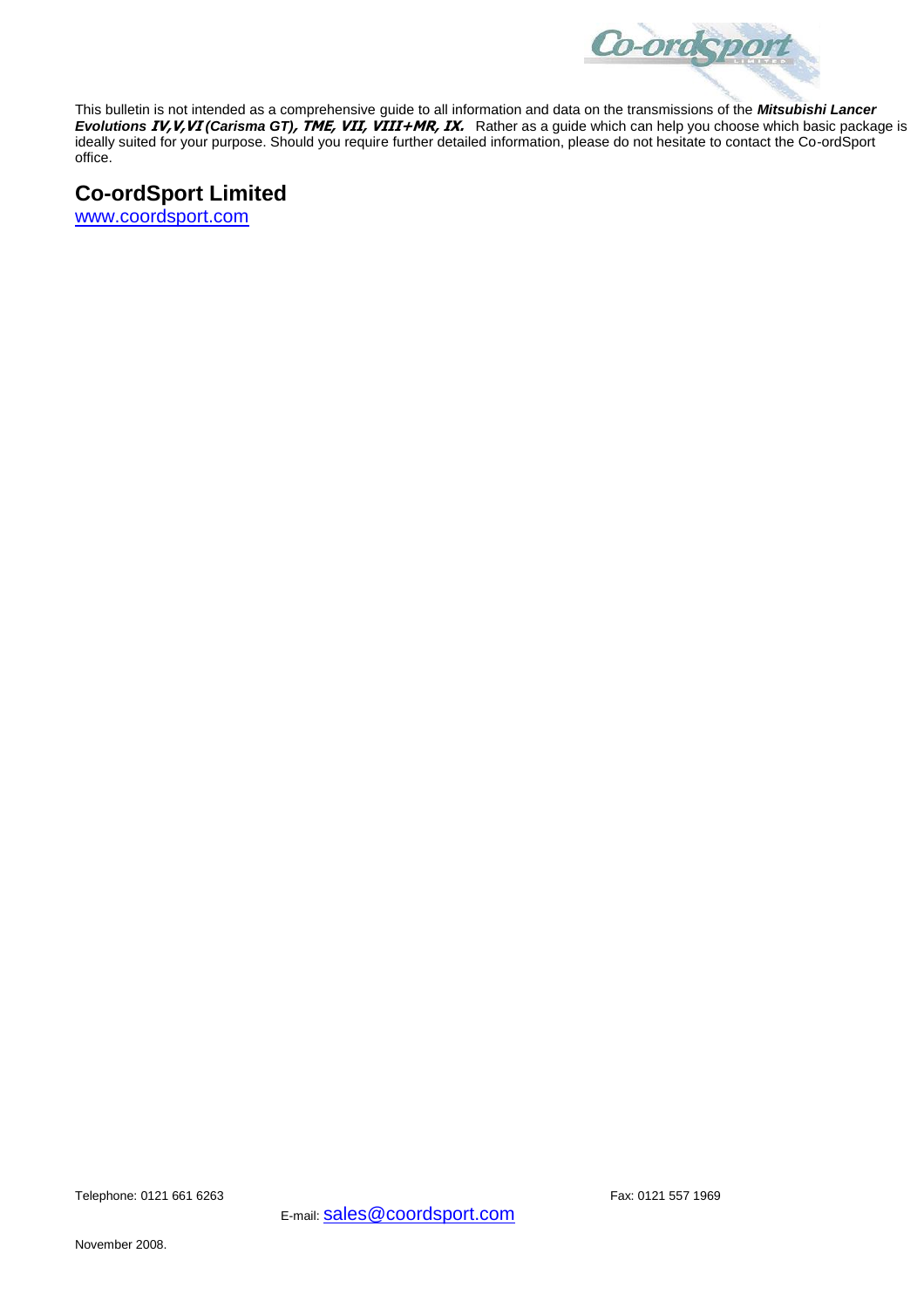This bulletin is not intended as a comprehensive guide to all information and data on the transmissions of the ***Mitsubishi Lancer Evolutions IV,V,VI (Carisma GT), TME, VII, VIII+MR, IX.*** Rather as a guide which can help you choose which basic package is ideally suited for your purpose. Should you require further detailed information, please do not hesitate to contact the Co-ordSport office.

## Co-ordSport Limited

www.coordsport.com

Telephone: 0121 661 6263

Fax: 0121 557 1969

E-mail: sales@coordsport.com

November 2008.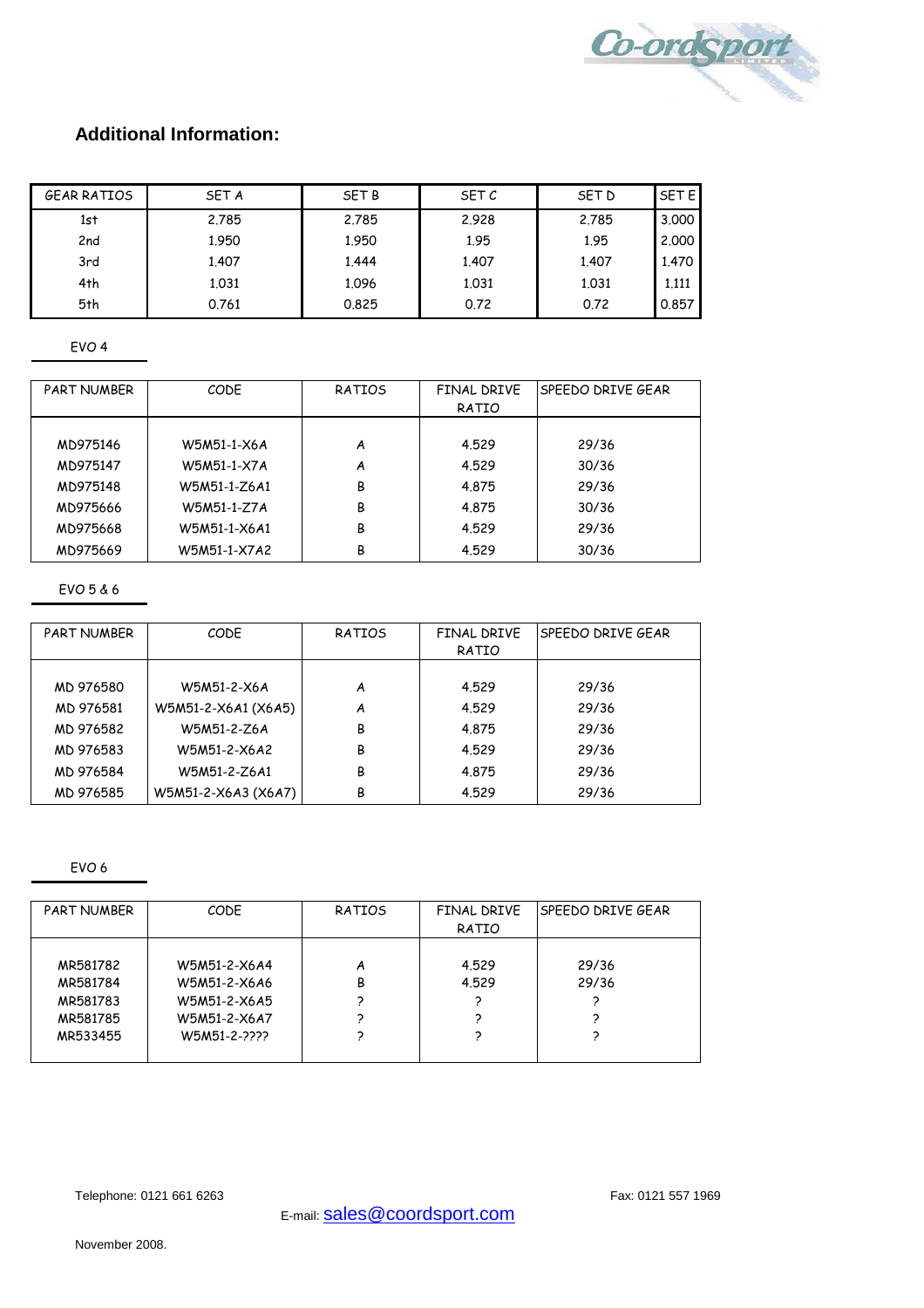## Additional Information:

| GEAR RATIOS | SET A | SET B | SET C | SET D | SET E |
|---|---|---|---|---|---|
| 1st | 2.785 | 2.785 | 2.928 | 2.785 | 3.000 |
| 2nd | 1.950 | 1.950 | 1.95 | 1.95 | 2.000 |
| 3rd | 1.407 | 1.444 | 1.407 | 1.407 | 1.470 |
| 4th | 1.031 | 1.096 | 1.031 | 1.031 | 1.111 |
| 5th | 0.761 | 0.825 | 0.72 | 0.72 | 0.857 |

EVO 4

| PART NUMBER | CODE | RATIOS | FINAL DRIVE RATIO | SPEEDO DRIVE GEAR |
|---|---|---|---|---|
| MD975146 | W5M51-1-X6A | A | 4.529 | 29/36 |
| MD975147 | W5M51-1-X7A | A | 4.529 | 30/36 |
| MD975148 | W5M51-1-Z6A1 | B | 4.875 | 29/36 |
| MD975666 | W5M51-1-Z7A | B | 4.875 | 30/36 |
| MD975668 | W5M51-1-X6A1 | B | 4.529 | 29/36 |
| MD975669 | W5M51-1-X7A2 | B | 4.529 | 30/36 |

EVO 5 & 6

| PART NUMBER | CODE | RATIOS | FINAL DRIVE RATIO | SPEEDO DRIVE GEAR |
|---|---|---|---|---|
| MD 976580 | W5M51-2-X6A | A | 4.529 | 29/36 |
| MD 976581 | W5M51-2-X6A1 (X6A5) | A | 4.529 | 29/36 |
| MD 976582 | W5M51-2-Z6A | B | 4.875 | 29/36 |
| MD 976583 | W5M51-2-X6A2 | B | 4.529 | 29/36 |
| MD 976584 | W5M51-2-Z6A1 | B | 4.875 | 29/36 |
| MD 976585 | W5M51-2-X6A3 (X6A7) | B | 4.529 | 29/36 |

EVO 6

| PART NUMBER | CODE | RATIOS | FINAL DRIVE RATIO | SPEEDO DRIVE GEAR |
|---|---|---|---|---|
| MR581782 | W5M51-2-X6A4 | A | 4.529 | 29/36 |
| MR581784 | W5M51-2-X6A6 | B | 4.529 | 29/36 |
| MR581783 | W5M51-2-X6A5 | ? | ? | ? |
| MR581785 | W5M51-2-X6A7 | ? | ? | ? |
| MR533455 | W5M51-2-???? | ? | ? | ? |

Telephone: 0121 661 6263

Fax: 0121 557 1969

E-mail: sales@coordsport.com

November 2008.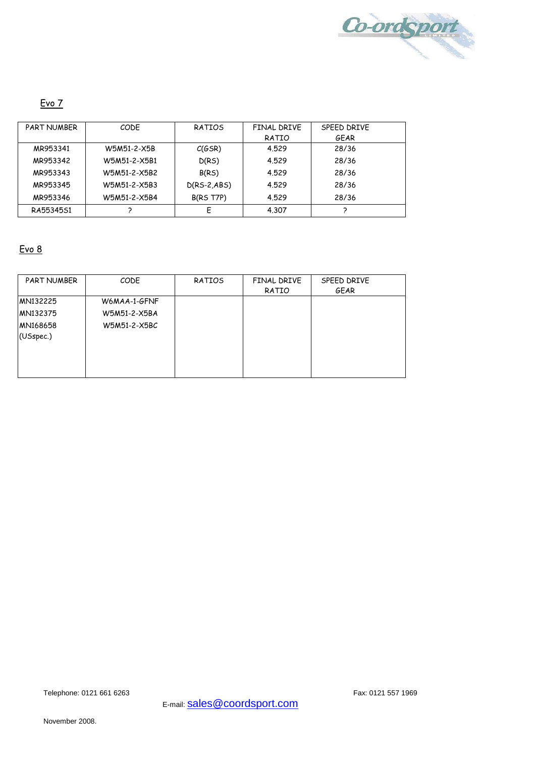## Evo 7

| PART NUMBER | CODE | RATIOS | FINAL DRIVE RATIO | SPEED DRIVE GEAR |
|---|---|---|---|---|
| MR953341 | W5M51-2-X5B | C(GSR) | 4.529 | 28/36 |
| MR953342 | W5M51-2-X5B1 | D(RS) | 4.529 | 28/36 |
| MR953343 | W5M51-2-X5B2 | B(RS) | 4.529 | 28/36 |
| MR953345 | W5M51-2-X5B3 | D(RS-2,ABS) | 4.529 | 28/36 |
| MR953346 | W5M51-2-X5B4 | B(RS T7P) | 4.529 | 28/36 |
| RA55345S1 | ? | E | 4.307 | ? |

## Evo 8

| PART NUMBER | CODE | RATIOS | FINAL DRIVE RATIO | SPEED DRIVE GEAR |
|---|---|---|---|---|
| MN132225 | W6MAA-1-GFNF | | | |
| MN132375 | W5M51-2-X5BA | | | |
| MN168658 (USspec.) | W5M51-2-X5BC | | | |

Telephone: 0121 661 6263

Fax: 0121 557 1969

E-mail: sales@coordsport.com

November 2008.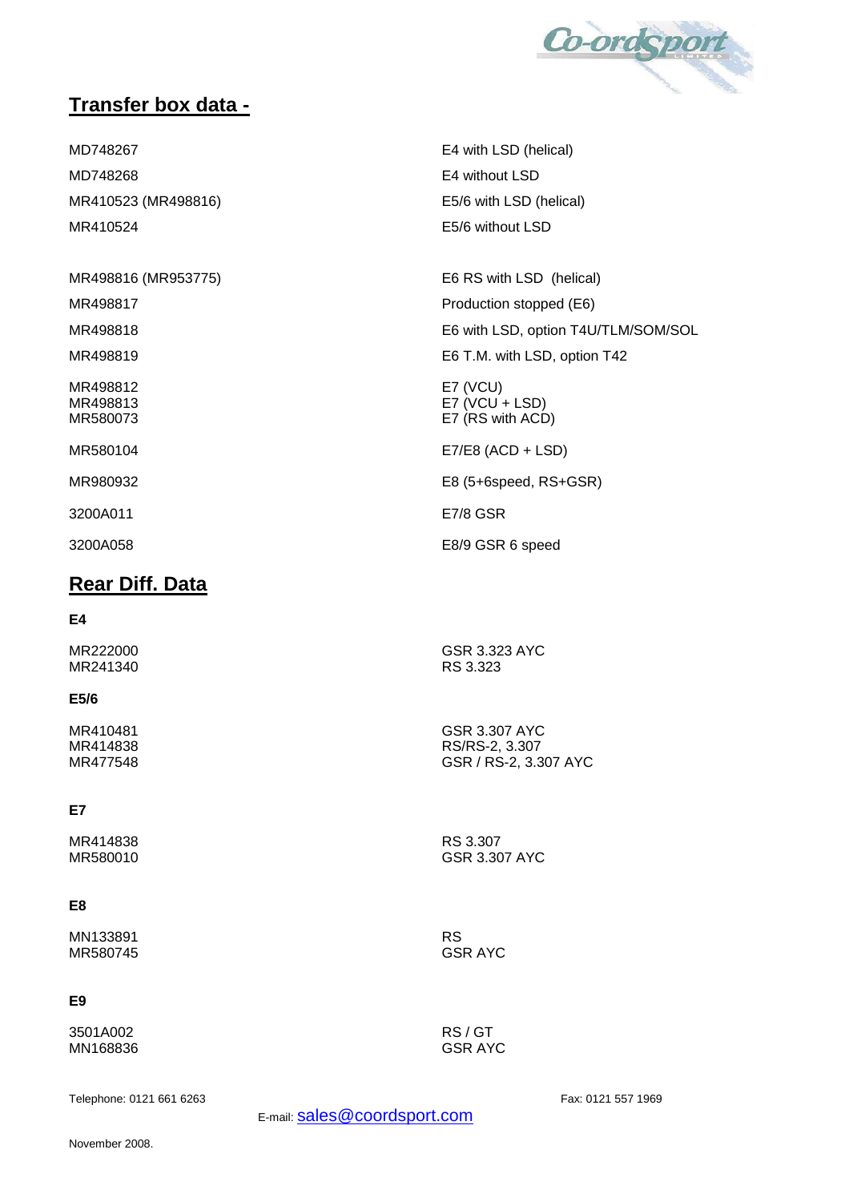## Transfer box data -

| | |
|---|---|
| MD748267 | E4 with LSD (helical) |
| MD748268 | E4 without LSD |
| MR410523 (MR498816) | E5/6 with LSD (helical) |
| MR410524 | E5/6 without LSD |
| MR498816 (MR953775) | E6 RS with LSD (helical) |
| MR498817 | Production stopped (E6) |
| MR498818 | E6 with LSD, option T4U/TLM/SOM/SOL |
| MR498819 | E6 T.M. with LSD, option T42 |
| MR498812 | E7 (VCU) |
| MR498813 | E7 (VCU + LSD) |
| MR580073 | E7 (RS with ACD) |
| MR580104 | E7/E8 (ACD + LSD) |
| MR980932 | E8 (5+6speed, RS+GSR) |
| 3200A011 | E7/8 GSR |
| 3200A058 | E8/9 GSR 6 speed |

## Rear Diff. Data

**E4**

| | |
|---|---|
| MR222000 | GSR 3.323 AYC |
| MR241340 | RS 3.323 |

**E5/6**

| | |
|---|---|
| MR410481 | GSR 3.307 AYC |
| MR414838 | RS/RS-2, 3.307 |
| MR477548 | GSR / RS-2, 3.307 AYC |

**E7**

| | |
|---|---|
| MR414838 | RS 3.307 |
| MR580010 | GSR 3.307 AYC |

**E8**

| | |
|---|---|
| MN133891 | RS |
| MR580745 | GSR AYC |

**E9**

| | |
|---|---|
| 3501A002 | RS / GT |
| MN168836 | GSR AYC |

Telephone: 0121 661 6263 Fax: 0121 557 1969

E-mail: sales@coordsport.com

November 2008.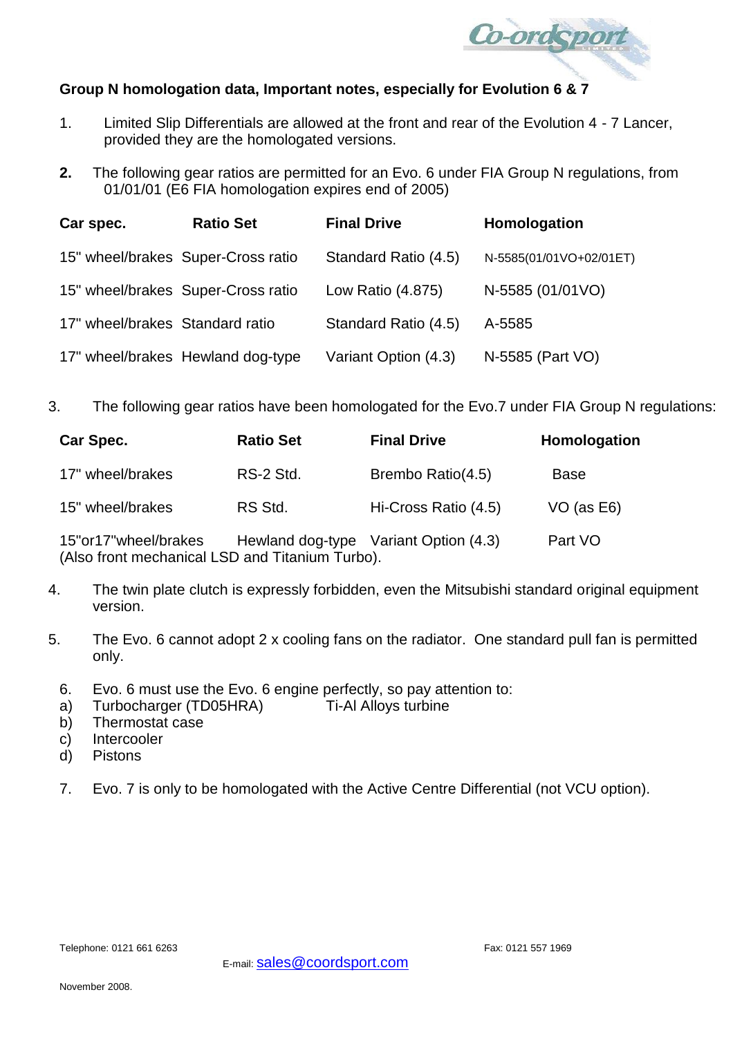**Group N homologation data, Important notes, especially for Evolution 6 & 7**

1. Limited Slip Differentials are allowed at the front and rear of the Evolution 4 - 7 Lancer, provided they are the homologated versions.

2. The following gear ratios are permitted for an Evo. 6 under FIA Group N regulations, from 01/01/01 (E6 FIA homologation expires end of 2005)

| Car spec. | Ratio Set | Final Drive | Homologation |
|---|---|---|---|
| 15" wheel/brakes | Super-Cross ratio | Standard Ratio (4.5) | N-5585(01/01VO+02/01ET) |
| 15" wheel/brakes | Super-Cross ratio | Low Ratio (4.875) | N-5585 (01/01VO) |
| 17" wheel/brakes | Standard ratio | Standard Ratio (4.5) | A-5585 |
| 17" wheel/brakes | Hewland dog-type | Variant Option (4.3) | N-5585 (Part VO) |

3. The following gear ratios have been homologated for the Evo.7 under FIA Group N regulations:

| Car Spec. | Ratio Set | Final Drive | Homologation |
|---|---|---|---|
| 17" wheel/brakes | RS-2 Std. | Brembo Ratio(4.5) | Base |
| 15" wheel/brakes | RS Std. | Hi-Cross Ratio (4.5) | VO (as E6) |
| 15"or17"wheel/brakes | Hewland dog-type | Variant Option (4.3) | Part VO |

(Also front mechanical LSD and Titanium Turbo).

4. The twin plate clutch is expressly forbidden, even the Mitsubishi standard original equipment version.

5. The Evo. 6 cannot adopt 2 x cooling fans on the radiator. One standard pull fan is permitted only.

6. Evo. 6 must use the Evo. 6 engine perfectly, so pay attention to:
   a) Turbocharger (TD05HRA) Ti-Al Alloys turbine
   b) Thermostat case
   c) Intercooler
   d) Pistons

7. Evo. 7 is only to be homologated with the Active Centre Differential (not VCU option).

Telephone: 0121 661 6263 Fax: 0121 557 1969

E-mail: sales@coordsport.com

November 2008.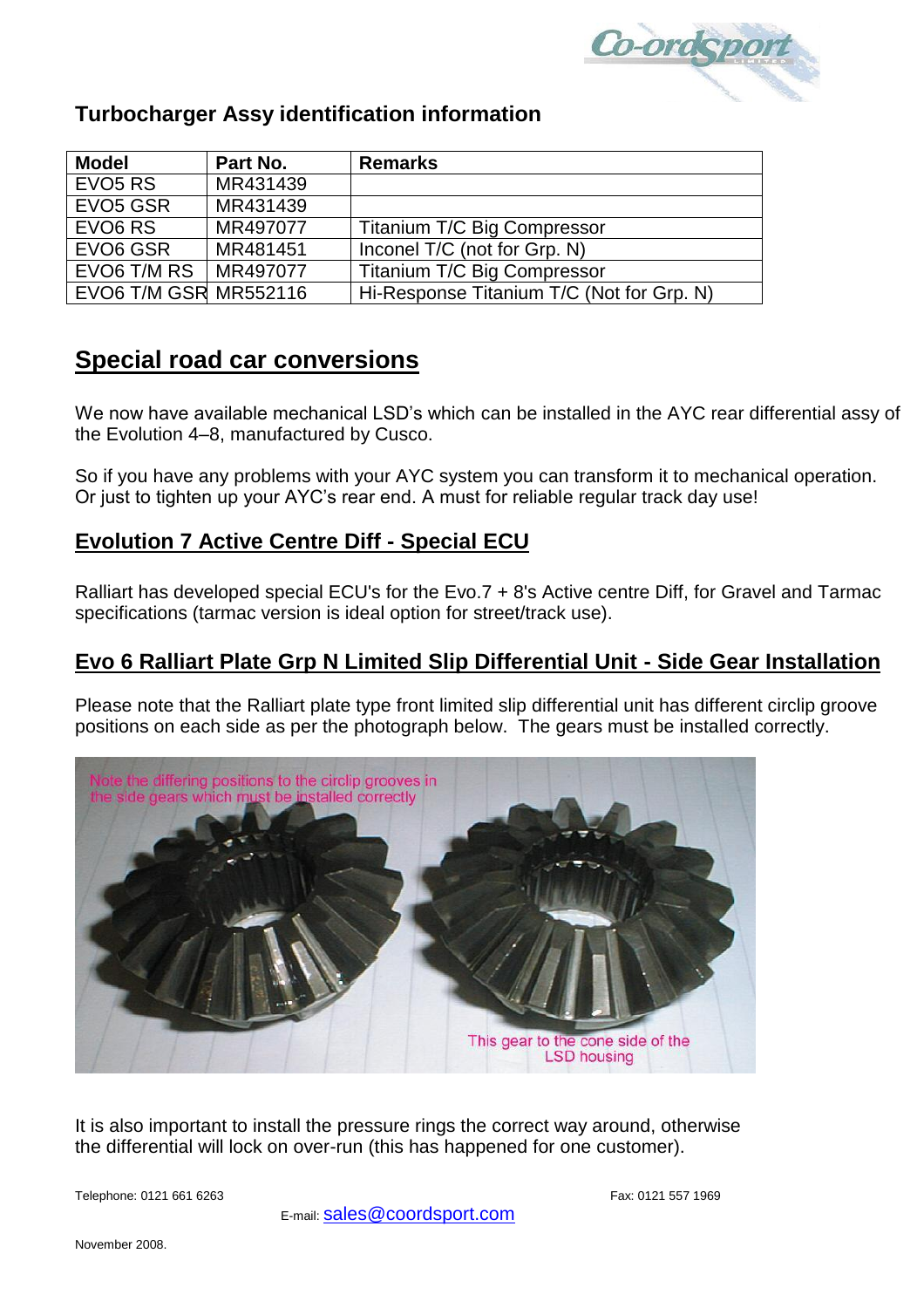## Turbocharger Assy identification information

| Model | Part No. | Remarks |
|---|---|---|
| EVO5 RS | MR431439 | |
| EVO5 GSR | MR431439 | |
| EVO6 RS | MR497077 | Titanium T/C Big Compressor |
| EVO6 GSR | MR481451 | Inconel T/C (not for Grp. N) |
| EVO6 T/M RS | MR497077 | Titanium T/C Big Compressor |
| EVO6 T/M GSR | MR552116 | Hi-Response Titanium T/C (Not for Grp. N) |

## Special road car conversions

We now have available mechanical LSD's which can be installed in the AYC rear differential assy of the Evolution 4–8, manufactured by Cusco.

So if you have any problems with your AYC system you can transform it to mechanical operation. Or just to tighten up your AYC's rear end. A must for reliable regular track day use!

### Evolution 7 Active Centre Diff - Special ECU

Ralliart has developed special ECU's for the Evo.7 + 8's Active centre Diff, for Gravel and Tarmac specifications (tarmac version is ideal option for street/track use).

### Evo 6 Ralliart Plate Grp N Limited Slip Differential Unit - Side Gear Installation

Please note that the Ralliart plate type front limited slip differential unit has different circlip groove positions on each side as per the photograph below. The gears must be installed correctly.

Note the differing positions to the circlip grooves in the side gears which must be installed correctly

This gear to the cone side of the LSD housing

It is also important to install the pressure rings the correct way around, otherwise the differential will lock on over-run (this has happened for one customer).

Telephone: 0121 661 6263 Fax: 0121 557 1969

E-mail: sales@coordsport.com

November 2008.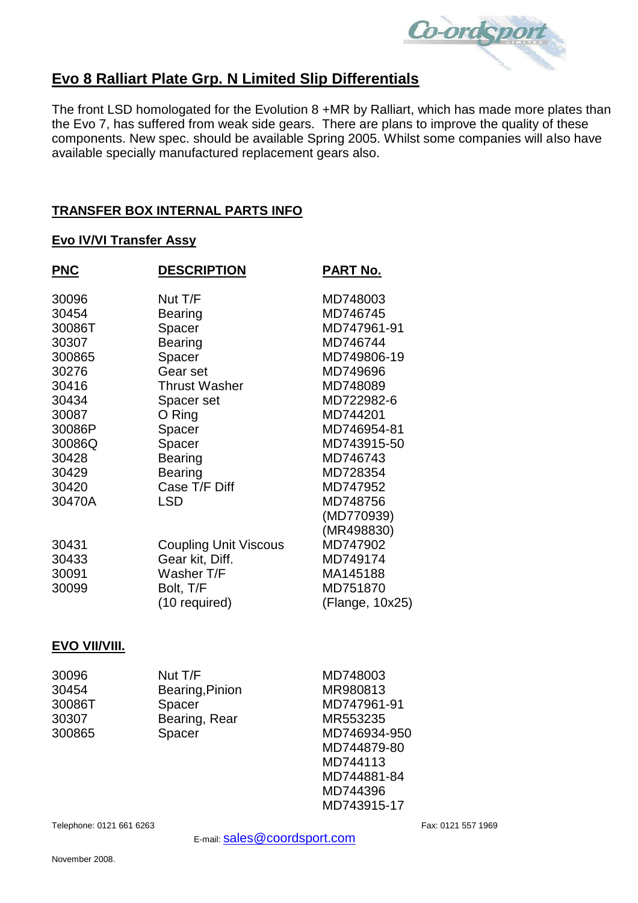## Evo 8 Ralliart Plate Grp. N Limited Slip Differentials

The front LSD homologated for the Evolution 8 +MR by Ralliart, which has made more plates than the Evo 7, has suffered from weak side gears. There are plans to improve the quality of these components. New spec. should be available Spring 2005. Whilst some companies will also have available specially manufactured replacement gears also.

### TRANSFER BOX INTERNAL PARTS INFO

#### Evo IV/VI Transfer Assy

| PNC | DESCRIPTION | PART No. |
|---|---|---|
| 30096 | Nut T/F | MD748003 |
| 30454 | Bearing | MD746745 |
| 30086T | Spacer | MD747961-91 |
| 30307 | Bearing | MD746744 |
| 300865 | Spacer | MD749806-19 |
| 30276 | Gear set | MD749696 |
| 30416 | Thrust Washer | MD748089 |
| 30434 | Spacer set | MD722982-6 |
| 30087 | O Ring | MD744201 |
| 30086P | Spacer | MD746954-81 |
| 30086Q | Spacer | MD743915-50 |
| 30428 | Bearing | MD746743 |
| 30429 | Bearing | MD728354 |
| 30420 | Case T/F Diff | MD747952 |
| 30470A | LSD | MD748756 (MD770939) (MR498830) |
| 30431 | Coupling Unit Viscous | MD747902 |
| 30433 | Gear kit, Diff. | MD749174 |
| 30091 | Washer T/F | MA145188 |
| 30099 | Bolt, T/F (10 required) | MD751870 (Flange, 10x25) |

#### EVO VII/VIII.

| PNC | DESCRIPTION | PART No. |
|---|---|---|
| 30096 | Nut T/F | MD748003 |
| 30454 | Bearing,Pinion | MR980813 |
| 30086T | Spacer | MD747961-91 |
| 30307 | Bearing, Rear | MR553235 |
| 300865 | Spacer | MD746934-950 |
| | | MD744879-80 |
| | | MD744113 |
| | | MD744881-84 |
| | | MD744396 |
| | | MD743915-17 |

Telephone: 0121 661 6263

Fax: 0121 557 1969

E-mail: sales@coordsport.com

November 2008.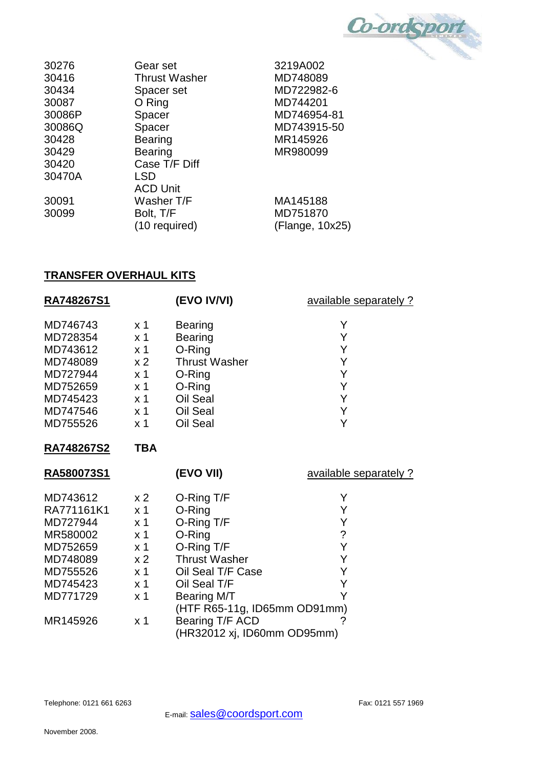| | | |
|---|---|---|
| 30276 | Gear set | 3219A002 |
| 30416 | Thrust Washer | MD748089 |
| 30434 | Spacer set | MD722982-6 |
| 30087 | O Ring | MD744201 |
| 30086P | Spacer | MD746954-81 |
| 30086Q | Spacer | MD743915-50 |
| 30428 | Bearing | MR145926 |
| 30429 | Bearing | MR980099 |
| 30420 | Case T/F Diff | |
| 30470A | LSD | |
| | ACD Unit | |
| 30091 | Washer T/F | MA145188 |
| 30099 | Bolt, T/F (10 required) | MD751870 (Flange, 10x25) |

## TRANSFER OVERHAUL KITS

| **RA748267S1** | | **(EVO IV/VI)** | available separately ? |
|---|---|---|---|
| MD746743 | x 1 | Bearing | Y |
| MD728354 | x 1 | Bearing | Y |
| MD743612 | x 1 | O-Ring | Y |
| MD748089 | x 2 | Thrust Washer | Y |
| MD727944 | x 1 | O-Ring | Y |
| MD752659 | x 1 | O-Ring | Y |
| MD745423 | x 1 | Oil Seal | Y |
| MD747546 | x 1 | Oil Seal | Y |
| MD755526 | x 1 | Oil Seal | Y |

**RA748267S2** **TBA**

| **RA580073S1** | | **(EVO VII)** | available separately ? |
|---|---|---|---|
| MD743612 | x 2 | O-Ring T/F | Y |
| RA771161K1 | x 1 | O-Ring | Y |
| MD727944 | x 1 | O-Ring T/F | Y |
| MR580002 | x 1 | O-Ring | ? |
| MD752659 | x 1 | O-Ring T/F | Y |
| MD748089 | x 2 | Thrust Washer | Y |
| MD755526 | x 1 | Oil Seal T/F Case | Y |
| MD745423 | x 1 | Oil Seal T/F | Y |
| MD771729 | x 1 | Bearing M/T (HTF R65-11g, ID65mm OD91mm) | Y |
| MR145926 | x 1 | Bearing T/F ACD (HR32012 xj, ID60mm OD95mm) | ? |

Telephone: 0121 661 6263 Fax: 0121 557 1969

E-mail: sales@coordsport.com

November 2008.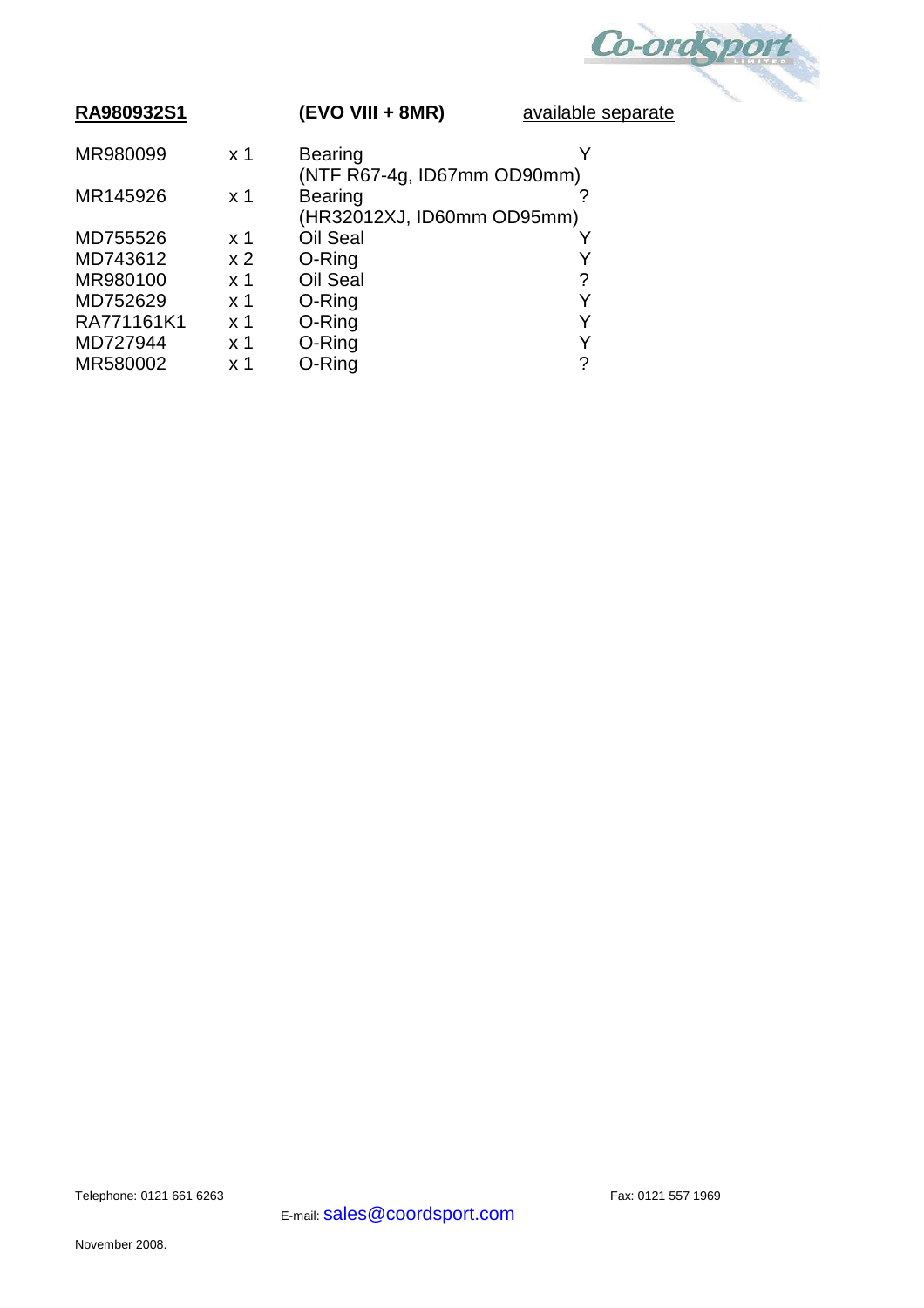| **RA980932S1** | | **(EVO VIII + 8MR)** | available separate |
|---|---|---|---|
| MR980099 | x 1 | Bearing (NTF R67-4g, ID67mm OD90mm) | Y |
| MR145926 | x 1 | Bearing (HR32012XJ, ID60mm OD95mm) | ? |
| MD755526 | x 1 | Oil Seal | Y |
| MD743612 | x 2 | O-Ring | Y |
| MR980100 | x 1 | Oil Seal | ? |
| MD752629 | x 1 | O-Ring | Y |
| RA771161K1 | x 1 | O-Ring | Y |
| MD727944 | x 1 | O-Ring | Y |
| MR580002 | x 1 | O-Ring | ? |

Telephone: 0121 661 6263 Fax: 0121 557 1969

E-mail: sales@coordsport.com

November 2008.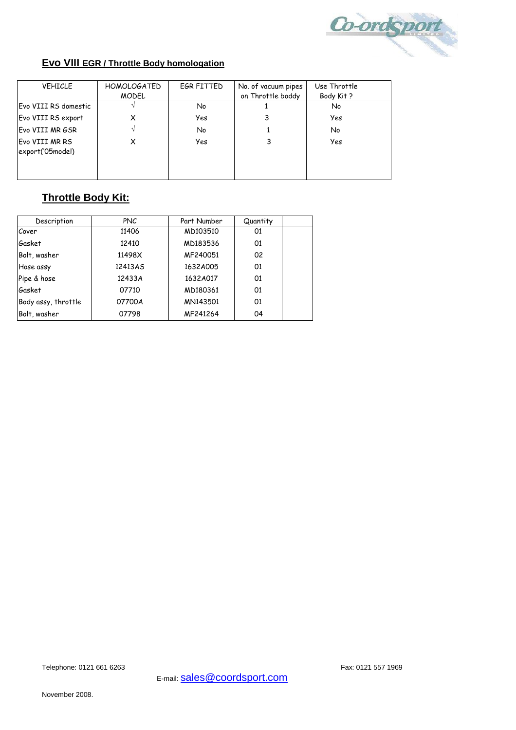## Evo VIII EGR / Throttle Body homologation

| VEHICLE | HOMOLOGATED MODEL | EGR FITTED | No. of vacuum pipes on Throttle boddy | Use Throttle Body Kit ? |
|---|---|---|---|---|
| Evo VIII RS domestic | √ | No | 1 | No |
| Evo VIII RS export | X | Yes | 3 | Yes |
| Evo VIII MR GSR | √ | No | 1 | No |
| Evo VIII MR RS export('05model) | X | Yes | 3 | Yes |

## Throttle Body Kit:

| Description | PNC | Part Number | Quantity | |
|---|---|---|---|---|
| Cover | 11406 | MD103510 | 01 | |
| Gasket | 12410 | MD183536 | 01 | |
| Bolt, washer | 11498X | MF240051 | 02 | |
| Hose assy | 12413AS | 1632A005 | 01 | |
| Pipe & hose | 12433A | 1632A017 | 01 | |
| Gasket | 07710 | MD180361 | 01 | |
| Body assy, throttle | 07700A | MN143501 | 01 | |
| Bolt, washer | 07798 | MF241264 | 04 | |

Telephone: 0121 661 6263

Fax: 0121 557 1969

E-mail: sales@coordsport.com

November 2008.